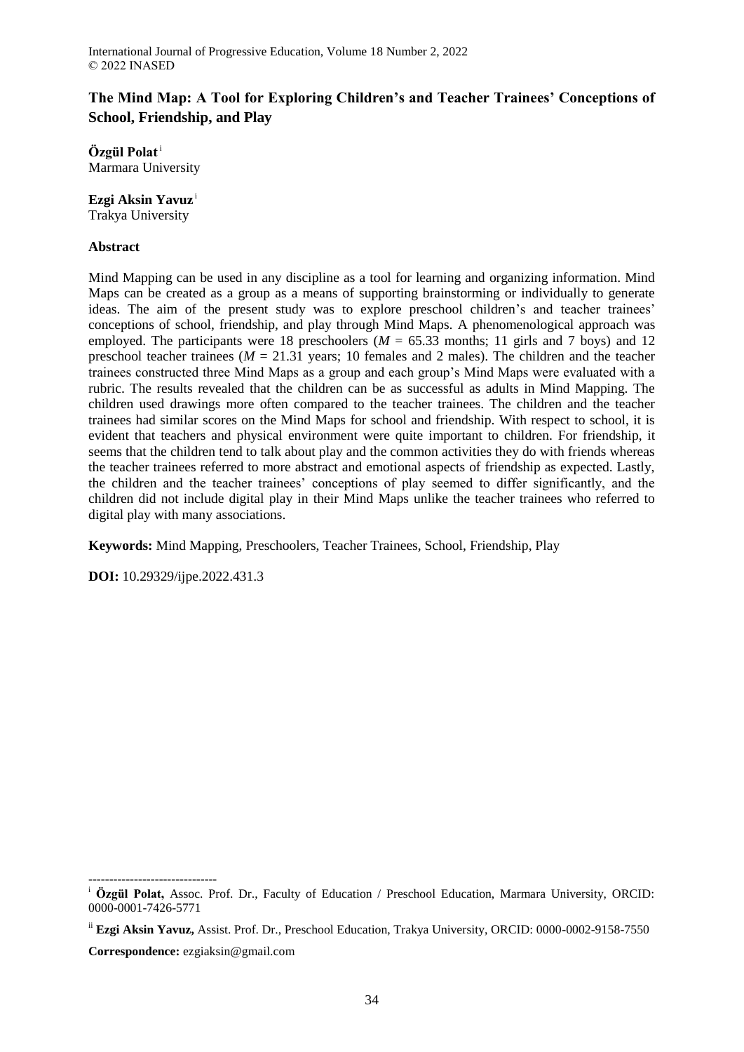# The Mind Map: A Tool for Exploring Children's and Teacher Trainees' Conceptions of School, Friendship, and Play

**Özgül Polat** [i]
Marmara University

**Ezgi Aksin Yavuz** [i]
Trakya University

## Abstract

Mind Mapping can be used in any discipline as a tool for learning and organizing information. Mind Maps can be created as a group as a means of supporting brainstorming or individually to generate ideas. The aim of the present study was to explore preschool children's and teacher trainees' conceptions of school, friendship, and play through Mind Maps. A phenomenological approach was employed. The participants were 18 preschoolers ($M$ = 65.33 months; 11 girls and 7 boys) and 12 preschool teacher trainees ($M$ = 21.31 years; 10 females and 2 males). The children and the teacher trainees constructed three Mind Maps as a group and each group's Mind Maps were evaluated with a rubric. The results revealed that the children can be as successful as adults in Mind Mapping. The children used drawings more often compared to the teacher trainees. The children and the teacher trainees had similar scores on the Mind Maps for school and friendship. With respect to school, it is evident that teachers and physical environment were quite important to children. For friendship, it seems that the children tend to talk about play and the common activities they do with friends whereas the teacher trainees referred to more abstract and emotional aspects of friendship as expected. Lastly, the children and the teacher trainees' conceptions of play seemed to differ significantly, and the children did not include digital play in their Mind Maps unlike the teacher trainees who referred to digital play with many associations.

**Keywords:** Mind Mapping, Preschoolers, Teacher Trainees, School, Friendship, Play

**DOI:** 10.29329/ijpe.2022.431.3

-------------------------------

[i] **Özgül Polat,** Assoc. Prof. Dr., Faculty of Education / Preschool Education, Marmara University, ORCID: 0000-0001-7426-5771

[ii] **Ezgi Aksin Yavuz,** Assist. Prof. Dr., Preschool Education, Trakya University, ORCID: 0000-0002-9158-7550

**Correspondence:** ezgiaksin@gmail.com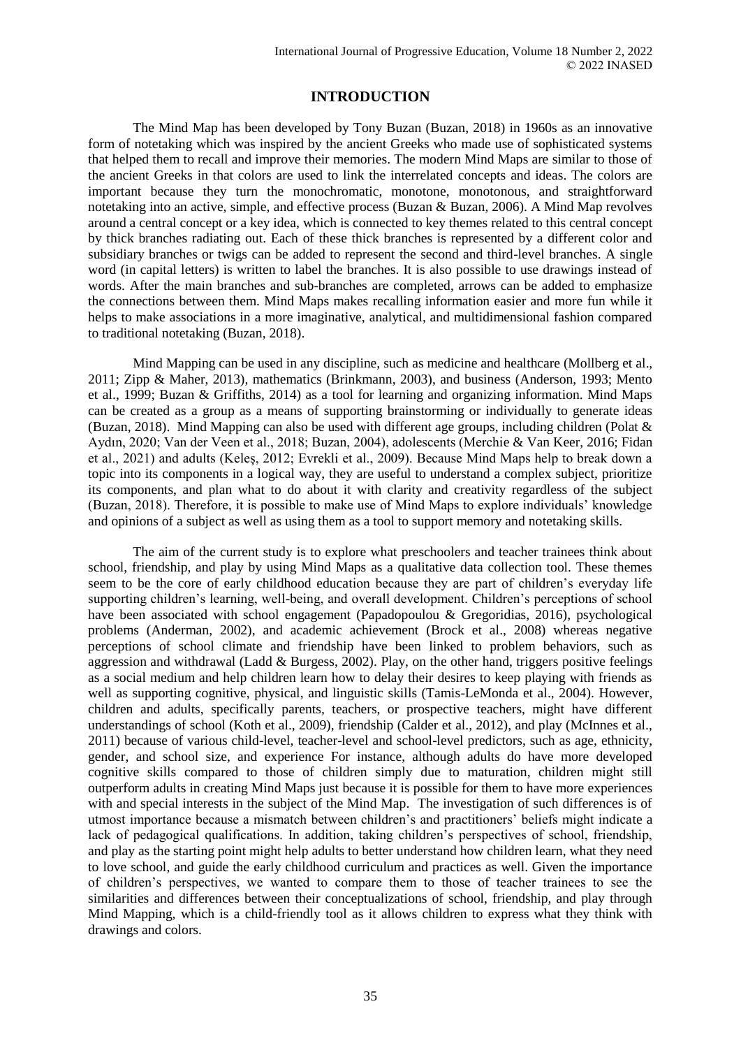## INTRODUCTION

The Mind Map has been developed by Tony Buzan (Buzan, 2018) in 1960s as an innovative form of notetaking which was inspired by the ancient Greeks who made use of sophisticated systems that helped them to recall and improve their memories. The modern Mind Maps are similar to those of the ancient Greeks in that colors are used to link the interrelated concepts and ideas. The colors are important because they turn the monochromatic, monotone, monotonous, and straightforward notetaking into an active, simple, and effective process (Buzan & Buzan, 2006). A Mind Map revolves around a central concept or a key idea, which is connected to key themes related to this central concept by thick branches radiating out. Each of these thick branches is represented by a different color and subsidiary branches or twigs can be added to represent the second and third-level branches. A single word (in capital letters) is written to label the branches. It is also possible to use drawings instead of words. After the main branches and sub-branches are completed, arrows can be added to emphasize the connections between them. Mind Maps makes recalling information easier and more fun while it helps to make associations in a more imaginative, analytical, and multidimensional fashion compared to traditional notetaking (Buzan, 2018).

Mind Mapping can be used in any discipline, such as medicine and healthcare (Mollberg et al., 2011; Zipp & Maher, 2013), mathematics (Brinkmann, 2003), and business (Anderson, 1993; Mento et al., 1999; Buzan & Griffiths, 2014) as a tool for learning and organizing information. Mind Maps can be created as a group as a means of supporting brainstorming or individually to generate ideas (Buzan, 2018). Mind Mapping can also be used with different age groups, including children (Polat & Aydın, 2020; Van der Veen et al., 2018; Buzan, 2004), adolescents (Merchie & Van Keer, 2016; Fidan et al., 2021) and adults (Keleş, 2012; Evrekli et al., 2009). Because Mind Maps help to break down a topic into its components in a logical way, they are useful to understand a complex subject, prioritize its components, and plan what to do about it with clarity and creativity regardless of the subject (Buzan, 2018). Therefore, it is possible to make use of Mind Maps to explore individuals' knowledge and opinions of a subject as well as using them as a tool to support memory and notetaking skills.

The aim of the current study is to explore what preschoolers and teacher trainees think about school, friendship, and play by using Mind Maps as a qualitative data collection tool. These themes seem to be the core of early childhood education because they are part of children's everyday life supporting children's learning, well-being, and overall development. Children's perceptions of school have been associated with school engagement (Papadopoulou & Gregoridias, 2016), psychological problems (Anderman, 2002), and academic achievement (Brock et al., 2008) whereas negative perceptions of school climate and friendship have been linked to problem behaviors, such as aggression and withdrawal (Ladd & Burgess, 2002). Play, on the other hand, triggers positive feelings as a social medium and help children learn how to delay their desires to keep playing with friends as well as supporting cognitive, physical, and linguistic skills (Tamis-LeMonda et al., 2004). However, children and adults, specifically parents, teachers, or prospective teachers, might have different understandings of school (Koth et al., 2009), friendship (Calder et al., 2012), and play (McInnes et al., 2011) because of various child-level, teacher-level and school-level predictors, such as age, ethnicity, gender, and school size, and experience For instance, although adults do have more developed cognitive skills compared to those of children simply due to maturation, children might still outperform adults in creating Mind Maps just because it is possible for them to have more experiences with and special interests in the subject of the Mind Map. The investigation of such differences is of utmost importance because a mismatch between children's and practitioners' beliefs might indicate a lack of pedagogical qualifications. In addition, taking children's perspectives of school, friendship, and play as the starting point might help adults to better understand how children learn, what they need to love school, and guide the early childhood curriculum and practices as well. Given the importance of children's perspectives, we wanted to compare them to those of teacher trainees to see the similarities and differences between their conceptualizations of school, friendship, and play through Mind Mapping, which is a child-friendly tool as it allows children to express what they think with drawings and colors.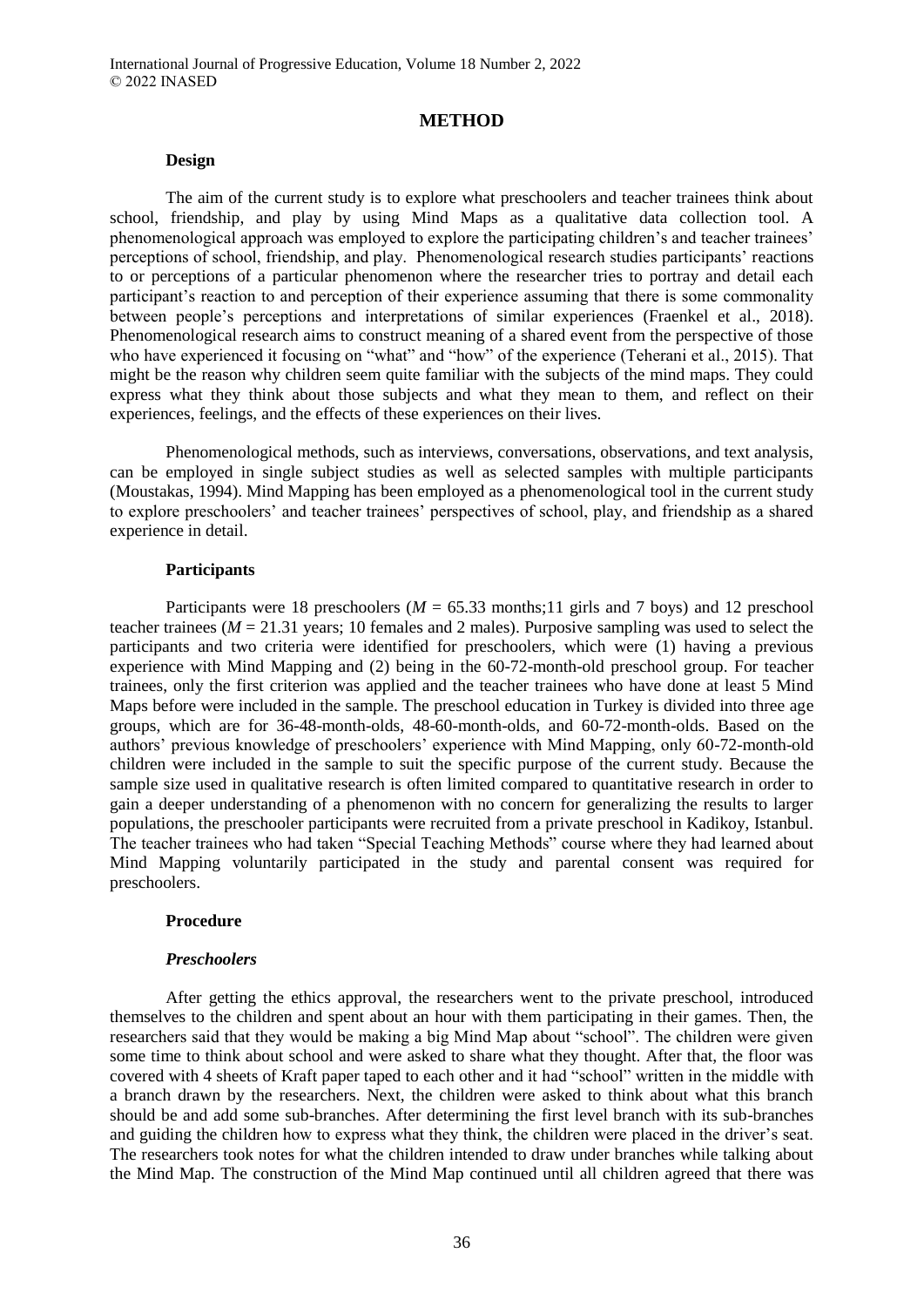## METHOD

### Design

The aim of the current study is to explore what preschoolers and teacher trainees think about school, friendship, and play by using Mind Maps as a qualitative data collection tool. A phenomenological approach was employed to explore the participating children's and teacher trainees' perceptions of school, friendship, and play. Phenomenological research studies participants' reactions to or perceptions of a particular phenomenon where the researcher tries to portray and detail each participant's reaction to and perception of their experience assuming that there is some commonality between people's perceptions and interpretations of similar experiences (Fraenkel et al., 2018). Phenomenological research aims to construct meaning of a shared event from the perspective of those who have experienced it focusing on "what" and "how" of the experience (Teherani et al., 2015). That might be the reason why children seem quite familiar with the subjects of the mind maps. They could express what they think about those subjects and what they mean to them, and reflect on their experiences, feelings, and the effects of these experiences on their lives.

Phenomenological methods, such as interviews, conversations, observations, and text analysis, can be employed in single subject studies as well as selected samples with multiple participants (Moustakas, 1994). Mind Mapping has been employed as a phenomenological tool in the current study to explore preschoolers' and teacher trainees' perspectives of school, play, and friendship as a shared experience in detail.

### Participants

Participants were 18 preschoolers ($M$ = 65.33 months;11 girls and 7 boys) and 12 preschool teacher trainees ($M$ = 21.31 years; 10 females and 2 males). Purposive sampling was used to select the participants and two criteria were identified for preschoolers, which were (1) having a previous experience with Mind Mapping and (2) being in the 60-72-month-old preschool group. For teacher trainees, only the first criterion was applied and the teacher trainees who have done at least 5 Mind Maps before were included in the sample. The preschool education in Turkey is divided into three age groups, which are for 36-48-month-olds, 48-60-month-olds, and 60-72-month-olds. Based on the authors' previous knowledge of preschoolers' experience with Mind Mapping, only 60-72-month-old children were included in the sample to suit the specific purpose of the current study. Because the sample size used in qualitative research is often limited compared to quantitative research in order to gain a deeper understanding of a phenomenon with no concern for generalizing the results to larger populations, the preschooler participants were recruited from a private preschool in Kadikoy, Istanbul. The teacher trainees who had taken "Special Teaching Methods" course where they had learned about Mind Mapping voluntarily participated in the study and parental consent was required for preschoolers.

### Procedure

#### *Preschoolers*

After getting the ethics approval, the researchers went to the private preschool, introduced themselves to the children and spent about an hour with them participating in their games. Then, the researchers said that they would be making a big Mind Map about "school". The children were given some time to think about school and were asked to share what they thought. After that, the floor was covered with 4 sheets of Kraft paper taped to each other and it had "school" written in the middle with a branch drawn by the researchers. Next, the children were asked to think about what this branch should be and add some sub-branches. After determining the first level branch with its sub-branches and guiding the children how to express what they think, the children were placed in the driver's seat. The researchers took notes for what the children intended to draw under branches while talking about the Mind Map. The construction of the Mind Map continued until all children agreed that there was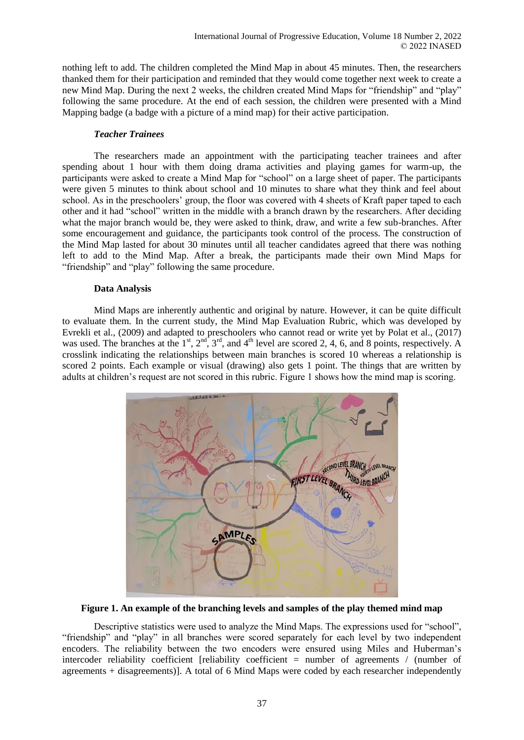nothing left to add. The children completed the Mind Map in about 45 minutes. Then, the researchers thanked them for their participation and reminded that they would come together next week to create a new Mind Map. During the next 2 weeks, the children created Mind Maps for "friendship" and "play" following the same procedure. At the end of each session, the children were presented with a Mind Mapping badge (a badge with a picture of a mind map) for their active participation.

### *Teacher Trainees*

The researchers made an appointment with the participating teacher trainees and after spending about 1 hour with them doing drama activities and playing games for warm-up, the participants were asked to create a Mind Map for "school" on a large sheet of paper. The participants were given 5 minutes to think about school and 10 minutes to share what they think and feel about school. As in the preschoolers' group, the floor was covered with 4 sheets of Kraft paper taped to each other and it had "school" written in the middle with a branch drawn by the researchers. After deciding what the major branch would be, they were asked to think, draw, and write a few sub-branches. After some encouragement and guidance, the participants took control of the process. The construction of the Mind Map lasted for about 30 minutes until all teacher candidates agreed that there was nothing left to add to the Mind Map. After a break, the participants made their own Mind Maps for "friendship" and "play" following the same procedure.

### Data Analysis

Mind Maps are inherently authentic and original by nature. However, it can be quite difficult to evaluate them. In the current study, the Mind Map Evaluation Rubric, which was developed by Evrekli et al., (2009) and adapted to preschoolers who cannot read or write yet by Polat et al., (2017) was used. The branches at the 1st, 2nd, 3rd, and 4th level are scored 2, 4, 6, and 8 points, respectively. A crosslink indicating the relationships between main branches is scored 10 whereas a relationship is scored 2 points. Each example or visual (drawing) also gets 1 point. The things that are written by adults at children's request are not scored in this rubric. Figure 1 shows how the mind map is scoring.

**Figure 1. An example of the branching levels and samples of the play themed mind map**

Descriptive statistics were used to analyze the Mind Maps. The expressions used for "school", "friendship" and "play" in all branches were scored separately for each level by two independent encoders. The reliability between the two encoders were ensured using Miles and Huberman's intercoder reliability coefficient [reliability coefficient = number of agreements / (number of agreements + disagreements)]. A total of 6 Mind Maps were coded by each researcher independently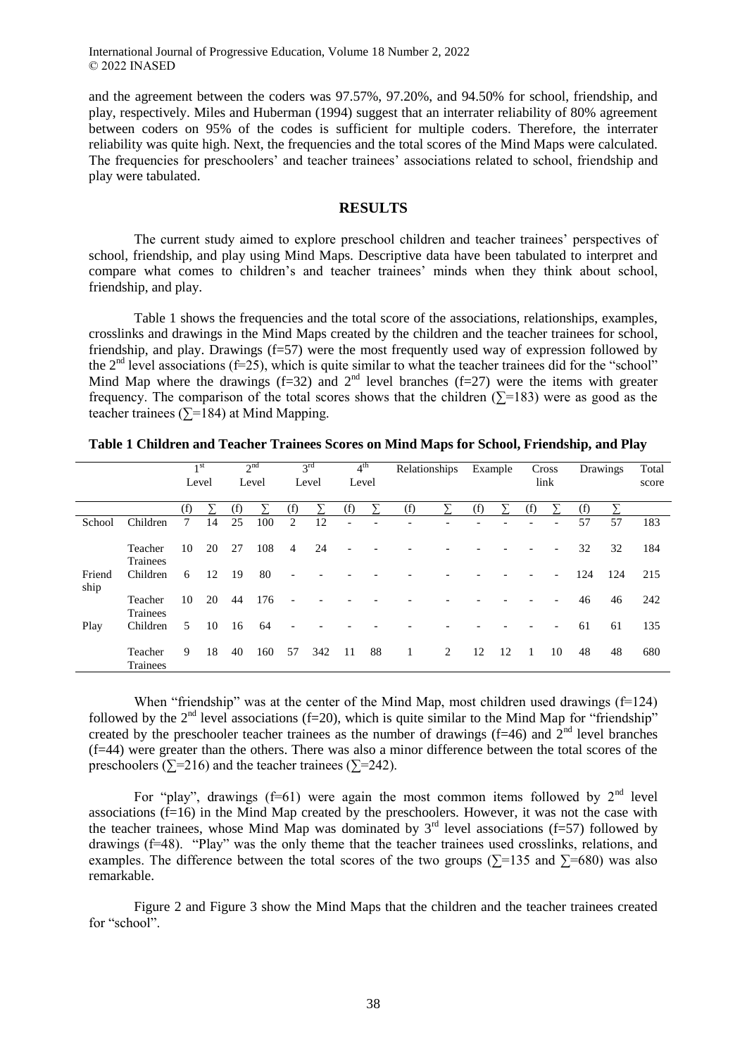and the agreement between the coders was 97.57%, 97.20%, and 94.50% for school, friendship, and play, respectively. Miles and Huberman (1994) suggest that an interrater reliability of 80% agreement between coders on 95% of the codes is sufficient for multiple coders. Therefore, the interrater reliability was quite high. Next, the frequencies and the total scores of the Mind Maps were calculated. The frequencies for preschoolers' and teacher trainees' associations related to school, friendship and play were tabulated.

## RESULTS

The current study aimed to explore preschool children and teacher trainees' perspectives of school, friendship, and play using Mind Maps. Descriptive data have been tabulated to interpret and compare what comes to children's and teacher trainees' minds when they think about school, friendship, and play.

Table 1 shows the frequencies and the total score of the associations, relationships, examples, crosslinks and drawings in the Mind Maps created by the children and the teacher trainees for school, friendship, and play. Drawings (f=57) were the most frequently used way of expression followed by the 2nd level associations (f=25), which is quite similar to what the teacher trainees did for the "school" Mind Map where the drawings (f=32) and 2nd level branches (f=27) were the items with greater frequency. The comparison of the total scores shows that the children (∑=183) were as good as the teacher trainees (∑=184) at Mind Mapping.

**Table 1 Children and Teacher Trainees Scores on Mind Maps for School, Friendship, and Play**

| | | 1st Level | | 2nd Level | | 3rd Level | | 4th Level | | Relationships | | Example | | Cross link | | Drawings | | Total score |
|---|---|---|---|---|---|---|---|---|---|---|---|---|---|---|---|---|---|---|
| | | (f) | ∑ | (f) | ∑ | (f) | ∑ | (f) | ∑ | (f) | ∑ | (f) | ∑ | (f) | ∑ | (f) | ∑ | |
| School | Children | 7 | 14 | 25 | 100 | 2 | 12 | - | - | - | - | - | - | - | - | 57 | 57 | 183 |
| | Teacher Trainees | 10 | 20 | 27 | 108 | 4 | 24 | - | - | - | - | - | - | - | - | 32 | 32 | 184 |
| Friendship | Children | 6 | 12 | 19 | 80 | - | - | - | - | - | - | - | - | - | - | 124 | 124 | 215 |
| | Teacher Trainees | 10 | 20 | 44 | 176 | - | - | - | - | - | - | - | - | - | - | 46 | 46 | 242 |
| Play | Children | 5 | 10 | 16 | 64 | - | - | - | - | - | - | - | - | - | - | 61 | 61 | 135 |
| | Teacher Trainees | 9 | 18 | 40 | 160 | 57 | 342 | 11 | 88 | 1 | 2 | 12 | 12 | 1 | 10 | 48 | 48 | 680 |

When "friendship" was at the center of the Mind Map, most children used drawings (f=124) followed by the 2nd level associations (f=20), which is quite similar to the Mind Map for "friendship" created by the preschooler teacher trainees as the number of drawings (f=46) and 2nd level branches (f=44) were greater than the others. There was also a minor difference between the total scores of the preschoolers (∑=216) and the teacher trainees (∑=242).

For "play", drawings (f=61) were again the most common items followed by 2nd level associations (f=16) in the Mind Map created by the preschoolers. However, it was not the case with the teacher trainees, whose Mind Map was dominated by 3rd level associations (f=57) followed by drawings (f=48). "Play" was the only theme that the teacher trainees used crosslinks, relations, and examples. The difference between the total scores of the two groups (∑=135 and ∑=680) was also remarkable.

Figure 2 and Figure 3 show the Mind Maps that the children and the teacher trainees created for "school".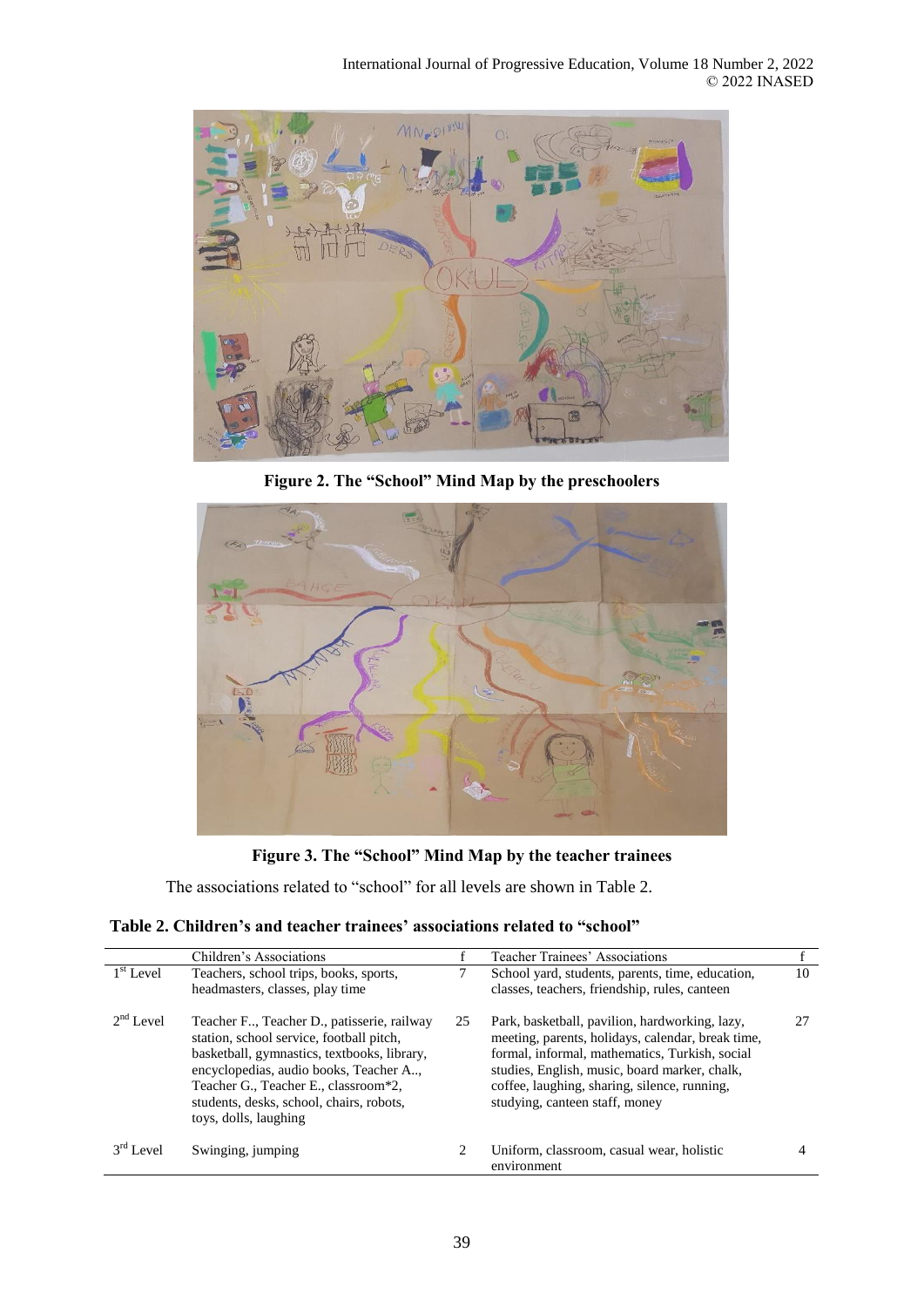**Figure 2. The "School" Mind Map by the preschoolers**

**Figure 3. The "School" Mind Map by the teacher trainees**

The associations related to "school" for all levels are shown in Table 2.

**Table 2. Children's and teacher trainees' associations related to "school"**

| | Children's Associations | f | Teacher Trainees' Associations | f |
|---|---|---|---|---|
| 1st Level | Teachers, school trips, books, sports, headmasters, classes, play time | 7 | School yard, students, parents, time, education, classes, teachers, friendship, rules, canteen | 10 |
| 2nd Level | Teacher F.., Teacher D., patisserie, railway station, school service, football pitch, basketball, gymnastics, textbooks, library, encyclopedias, audio books, Teacher A.., Teacher G., Teacher E., classroom*2, students, desks, school, chairs, robots, toys, dolls, laughing | 25 | Park, basketball, pavilion, hardworking, lazy, meeting, parents, holidays, calendar, break time, formal, informal, mathematics, Turkish, social studies, English, music, board marker, chalk, coffee, laughing, sharing, silence, running, studying, canteen staff, money | 27 |
| 3rd Level | Swinging, jumping | 2 | Uniform, classroom, casual wear, holistic environment | 4 |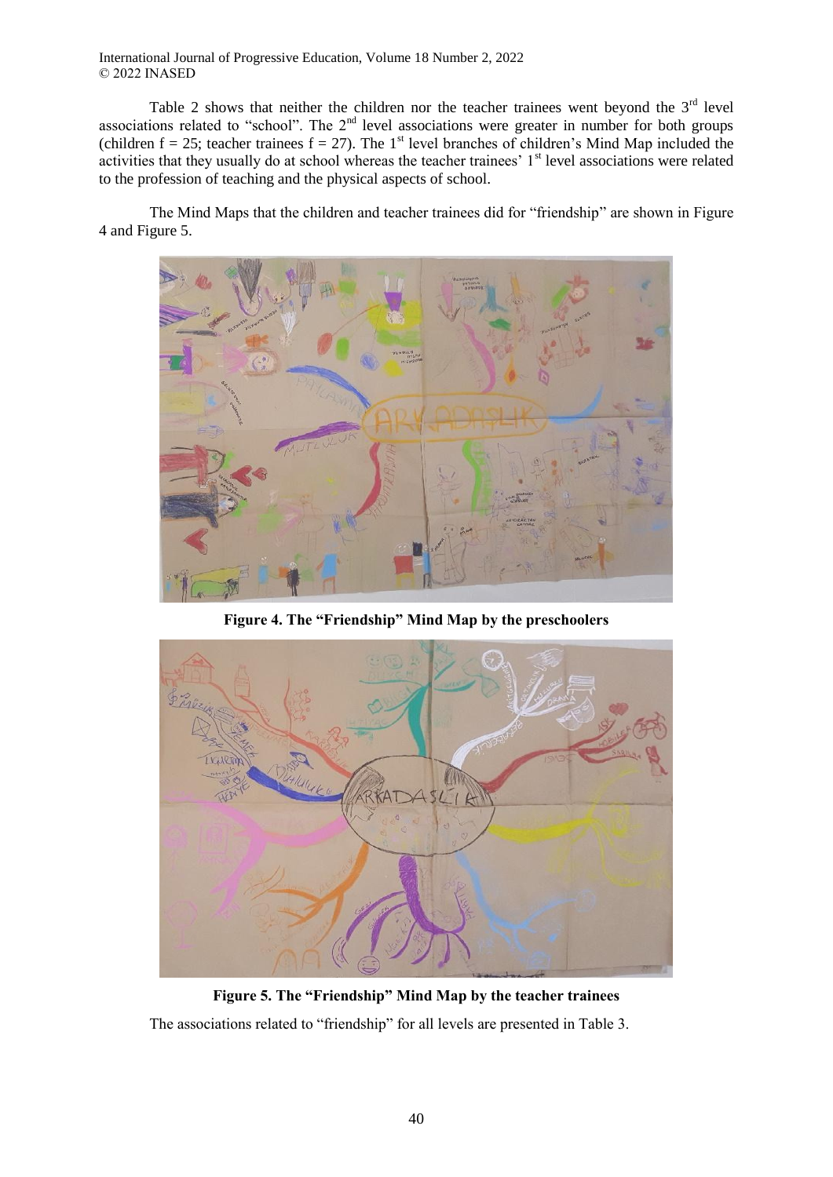Table 2 shows that neither the children nor the teacher trainees went beyond the 3rd level associations related to "school". The 2nd level associations were greater in number for both groups (children f = 25; teacher trainees f = 27). The 1st level branches of children's Mind Map included the activities that they usually do at school whereas the teacher trainees' 1st level associations were related to the profession of teaching and the physical aspects of school.

The Mind Maps that the children and teacher trainees did for "friendship" are shown in Figure 4 and Figure 5.

**Figure 4. The "Friendship" Mind Map by the preschoolers**

**Figure 5. The "Friendship" Mind Map by the teacher trainees**

The associations related to "friendship" for all levels are presented in Table 3.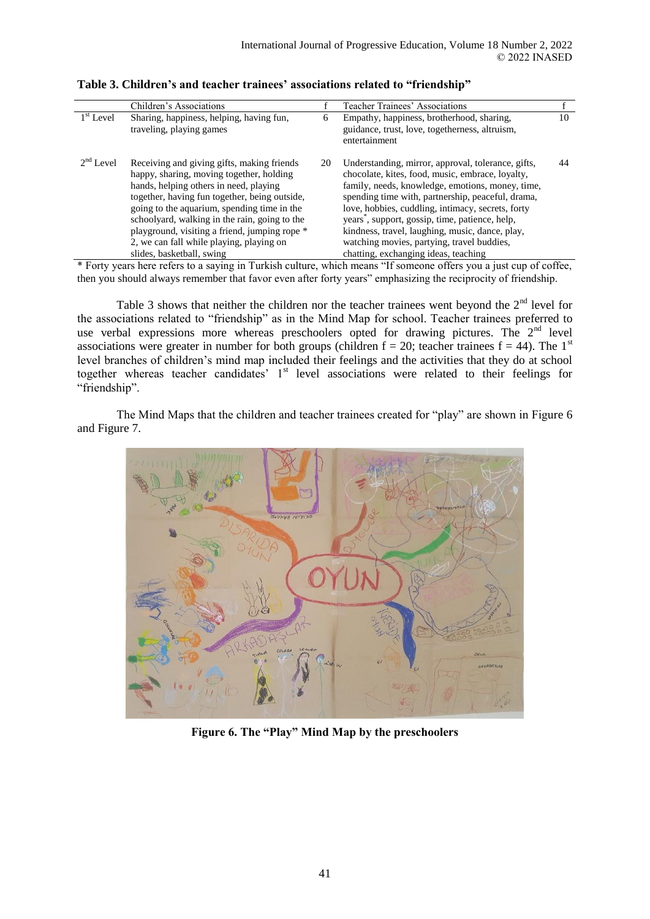**Table 3. Children's and teacher trainees' associations related to "friendship"**

| | Children's Associations | f | Teacher Trainees' Associations | f |
|---|---|---|---|---|
| 1st Level | Sharing, happiness, helping, having fun, traveling, playing games | 6 | Empathy, happiness, brotherhood, sharing, guidance, trust, love, togetherness, altruism, entertainment | 10 |
| 2nd Level | Receiving and giving gifts, making friends happy, sharing, moving together, holding hands, helping others in need, playing together, having fun together, being outside, going to the aquarium, spending time in the schoolyard, walking in the rain, going to the playground, visiting a friend, jumping rope * 2, we can fall while playing, playing on slides, basketball, swing | 20 | Understanding, mirror, approval, tolerance, gifts, chocolate, kites, food, music, embrace, loyalty, family, needs, knowledge, emotions, money, time, spending time with, partnership, peaceful, drama, love, hobbies, cuddling, intimacy, secrets, forty years*, support, gossip, time, patience, help, kindness, travel, laughing, music, dance, play, watching movies, partying, travel buddies, chatting, exchanging ideas, teaching | 44 |

* Forty years here refers to a saying in Turkish culture, which means "If someone offers you a just cup of coffee, then you should always remember that favor even after forty years" emphasizing the reciprocity of friendship.

Table 3 shows that neither the children nor the teacher trainees went beyond the 2nd level for the associations related to "friendship" as in the Mind Map for school. Teacher trainees preferred to use verbal expressions more whereas preschoolers opted for drawing pictures. The 2nd level associations were greater in number for both groups (children f = 20; teacher trainees f = 44). The 1st level branches of children's mind map included their feelings and the activities that they do at school together whereas teacher candidates' 1st level associations were related to their feelings for "friendship".

The Mind Maps that the children and teacher trainees created for "play" are shown in Figure 6 and Figure 7.

**Figure 6. The "Play" Mind Map by the preschoolers**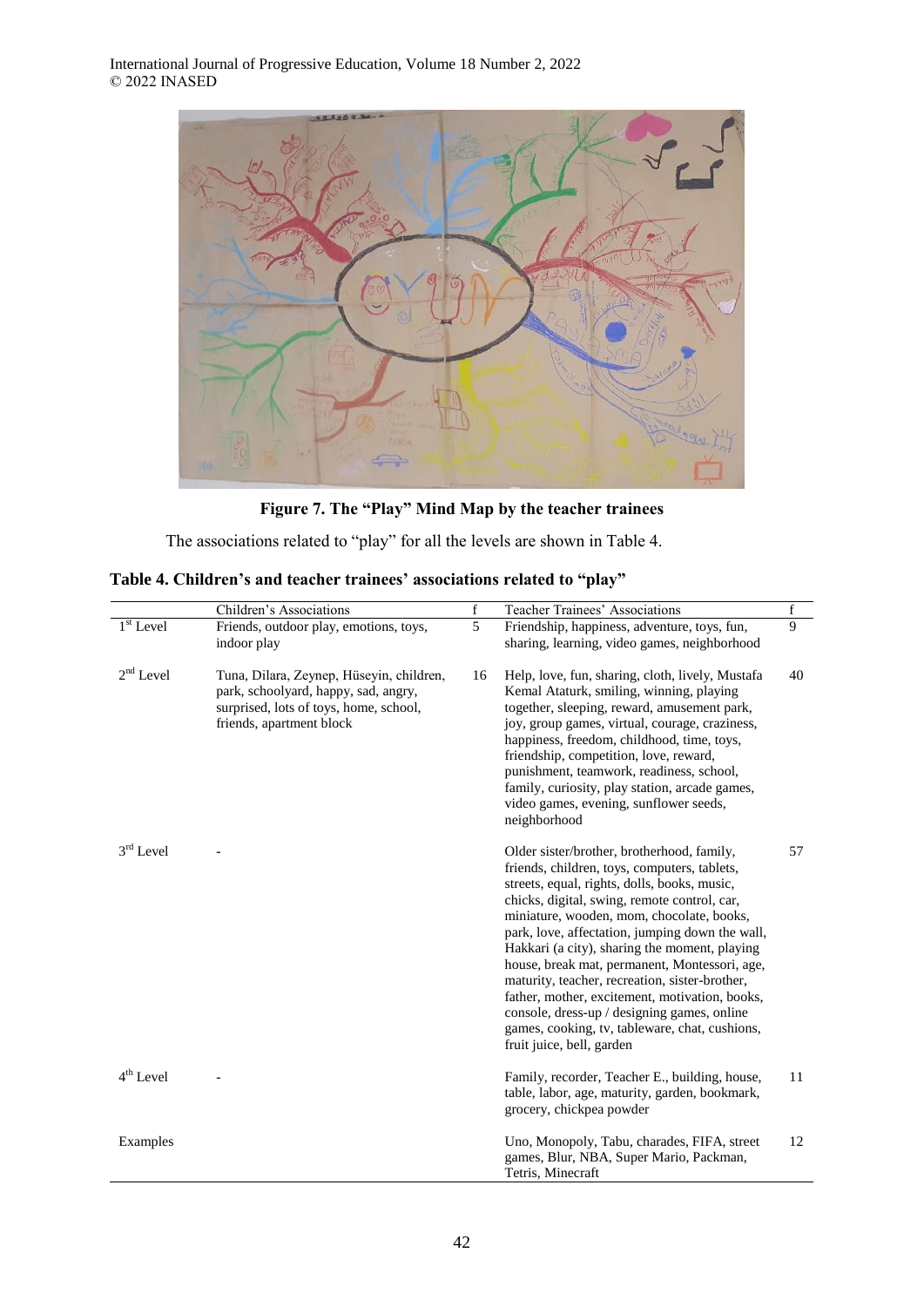**Figure 7. The "Play" Mind Map by the teacher trainees**

The associations related to "play" for all the levels are shown in Table 4.

**Table 4. Children's and teacher trainees' associations related to "play"**

| | Children's Associations | f | Teacher Trainees' Associations | f |
|---|---|---|---|---|
| 1st Level | Friends, outdoor play, emotions, toys, indoor play | 5 | Friendship, happiness, adventure, toys, fun, sharing, learning, video games, neighborhood | 9 |
| 2nd Level | Tuna, Dilara, Zeynep, Hüseyin, children, park, schoolyard, happy, sad, angry, surprised, lots of toys, home, school, friends, apartment block | 16 | Help, love, fun, sharing, cloth, lively, Mustafa Kemal Ataturk, smiling, winning, playing together, sleeping, reward, amusement park, joy, group games, virtual, courage, craziness, happiness, freedom, childhood, time, toys, friendship, competition, love, reward, punishment, teamwork, readiness, school, family, curiosity, play station, arcade games, video games, evening, sunflower seeds, neighborhood | 40 |
| 3rd Level | - | | Older sister/brother, brotherhood, family, friends, children, toys, computers, tablets, streets, equal, rights, dolls, books, music, chicks, digital, swing, remote control, car, miniature, wooden, mom, chocolate, books, park, love, affectation, jumping down the wall, Hakkari (a city), sharing the moment, playing house, break mat, permanent, Montessori, age, maturity, teacher, recreation, sister-brother, father, mother, excitement, motivation, books, console, dress-up / designing games, online games, cooking, tv, tableware, chat, cushions, fruit juice, bell, garden | 57 |
| 4th Level | - | | Family, recorder, Teacher E., building, house, table, labor, age, maturity, garden, bookmark, grocery, chickpea powder | 11 |
| Examples | | | Uno, Monopoly, Tabu, charades, FIFA, street games, Blur, NBA, Super Mario, Packman, Tetris, Minecraft | 12 |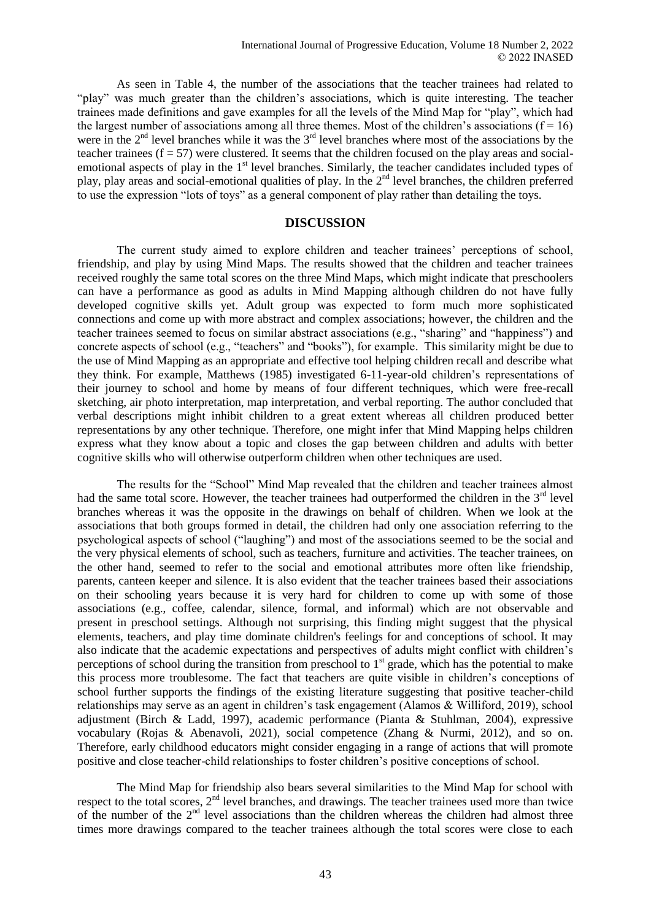As seen in Table 4, the number of the associations that the teacher trainees had related to "play" was much greater than the children's associations, which is quite interesting. The teacher trainees made definitions and gave examples for all the levels of the Mind Map for "play", which had the largest number of associations among all three themes. Most of the children's associations ($f = 16$) were in the 2nd level branches while it was the 3rd level branches where most of the associations by the teacher trainees ($f = 57$) were clustered. It seems that the children focused on the play areas and social-emotional aspects of play in the 1st level branches. Similarly, the teacher candidates included types of play, play areas and social-emotional qualities of play. In the 2nd level branches, the children preferred to use the expression "lots of toys" as a general component of play rather than detailing the toys.

## DISCUSSION

The current study aimed to explore children and teacher trainees' perceptions of school, friendship, and play by using Mind Maps. The results showed that the children and teacher trainees received roughly the same total scores on the three Mind Maps, which might indicate that preschoolers can have a performance as good as adults in Mind Mapping although children do not have fully developed cognitive skills yet. Adult group was expected to form much more sophisticated connections and come up with more abstract and complex associations; however, the children and the teacher trainees seemed to focus on similar abstract associations (e.g., "sharing" and "happiness") and concrete aspects of school (e.g., "teachers" and "books"), for example. This similarity might be due to the use of Mind Mapping as an appropriate and effective tool helping children recall and describe what they think. For example, Matthews (1985) investigated 6-11-year-old children's representations of their journey to school and home by means of four different techniques, which were free-recall sketching, air photo interpretation, map interpretation, and verbal reporting. The author concluded that verbal descriptions might inhibit children to a great extent whereas all children produced better representations by any other technique. Therefore, one might infer that Mind Mapping helps children express what they know about a topic and closes the gap between children and adults with better cognitive skills who will otherwise outperform children when other techniques are used.

The results for the "School" Mind Map revealed that the children and teacher trainees almost had the same total score. However, the teacher trainees had outperformed the children in the 3rd level branches whereas it was the opposite in the drawings on behalf of children. When we look at the associations that both groups formed in detail, the children had only one association referring to the psychological aspects of school ("laughing") and most of the associations seemed to be the social and the very physical elements of school, such as teachers, furniture and activities. The teacher trainees, on the other hand, seemed to refer to the social and emotional attributes more often like friendship, parents, canteen keeper and silence. It is also evident that the teacher trainees based their associations on their schooling years because it is very hard for children to come up with some of those associations (e.g., coffee, calendar, silence, formal, and informal) which are not observable and present in preschool settings. Although not surprising, this finding might suggest that the physical elements, teachers, and play time dominate children's feelings for and conceptions of school. It may also indicate that the academic expectations and perspectives of adults might conflict with children's perceptions of school during the transition from preschool to 1st grade, which has the potential to make this process more troublesome. The fact that teachers are quite visible in children's conceptions of school further supports the findings of the existing literature suggesting that positive teacher-child relationships may serve as an agent in children's task engagement (Alamos & Williford, 2019), school adjustment (Birch & Ladd, 1997), academic performance (Pianta & Stuhlman, 2004), expressive vocabulary (Rojas & Abenavoli, 2021), social competence (Zhang & Nurmi, 2012), and so on. Therefore, early childhood educators might consider engaging in a range of actions that will promote positive and close teacher-child relationships to foster children's positive conceptions of school.

The Mind Map for friendship also bears several similarities to the Mind Map for school with respect to the total scores, 2nd level branches, and drawings. The teacher trainees used more than twice of the number of the 2nd level associations than the children whereas the children had almost three times more drawings compared to the teacher trainees although the total scores were close to each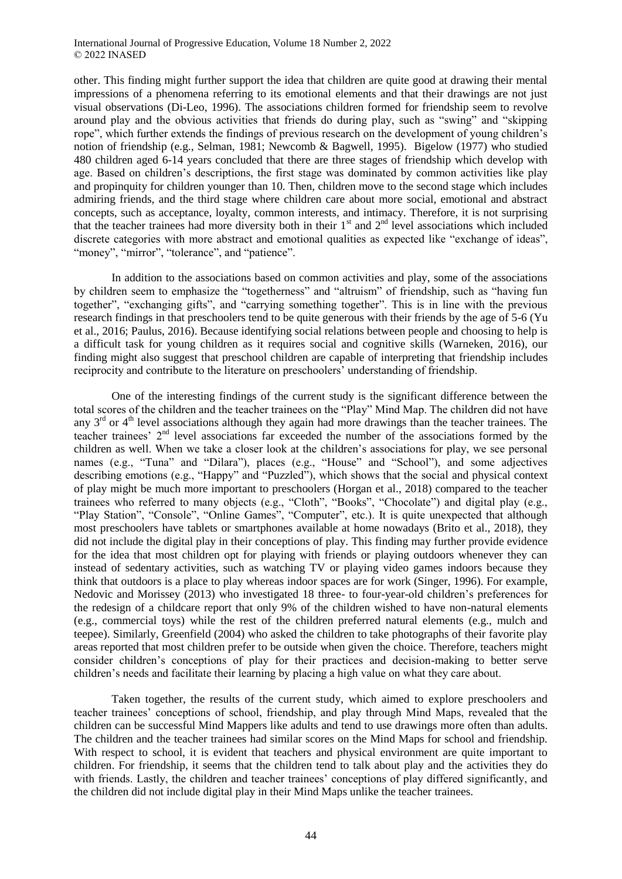other. This finding might further support the idea that children are quite good at drawing their mental impressions of a phenomena referring to its emotional elements and that their drawings are not just visual observations (Di-Leo, 1996). The associations children formed for friendship seem to revolve around play and the obvious activities that friends do during play, such as "swing" and "skipping rope", which further extends the findings of previous research on the development of young children's notion of friendship (e.g., Selman, 1981; Newcomb & Bagwell, 1995). Bigelow (1977) who studied 480 children aged 6-14 years concluded that there are three stages of friendship which develop with age. Based on children's descriptions, the first stage was dominated by common activities like play and propinquity for children younger than 10. Then, children move to the second stage which includes admiring friends, and the third stage where children care about more social, emotional and abstract concepts, such as acceptance, loyalty, common interests, and intimacy. Therefore, it is not surprising that the teacher trainees had more diversity both in their 1st and 2nd level associations which included discrete categories with more abstract and emotional qualities as expected like "exchange of ideas", "money", "mirror", "tolerance", and "patience".

In addition to the associations based on common activities and play, some of the associations by children seem to emphasize the "togetherness" and "altruism" of friendship, such as "having fun together", "exchanging gifts", and "carrying something together". This is in line with the previous research findings in that preschoolers tend to be quite generous with their friends by the age of 5-6 (Yu et al., 2016; Paulus, 2016). Because identifying social relations between people and choosing to help is a difficult task for young children as it requires social and cognitive skills (Warneken, 2016), our finding might also suggest that preschool children are capable of interpreting that friendship includes reciprocity and contribute to the literature on preschoolers' understanding of friendship.

One of the interesting findings of the current study is the significant difference between the total scores of the children and the teacher trainees on the "Play" Mind Map. The children did not have any 3rd or 4th level associations although they again had more drawings than the teacher trainees. The teacher trainees' 2nd level associations far exceeded the number of the associations formed by the children as well. When we take a closer look at the children's associations for play, we see personal names (e.g., "Tuna" and "Dilara"), places (e.g., "House" and "School"), and some adjectives describing emotions (e.g., "Happy" and "Puzzled"), which shows that the social and physical context of play might be much more important to preschoolers (Horgan et al., 2018) compared to the teacher trainees who referred to many objects (e.g., "Cloth", "Books", "Chocolate") and digital play (e.g., "Play Station", "Console", "Online Games", "Computer", etc.). It is quite unexpected that although most preschoolers have tablets or smartphones available at home nowadays (Brito et al., 2018), they did not include the digital play in their conceptions of play. This finding may further provide evidence for the idea that most children opt for playing with friends or playing outdoors whenever they can instead of sedentary activities, such as watching TV or playing video games indoors because they think that outdoors is a place to play whereas indoor spaces are for work (Singer, 1996). For example, Nedovic and Morissey (2013) who investigated 18 three- to four-year-old children's preferences for the redesign of a childcare report that only 9% of the children wished to have non-natural elements (e.g., commercial toys) while the rest of the children preferred natural elements (e.g., mulch and teepee). Similarly, Greenfield (2004) who asked the children to take photographs of their favorite play areas reported that most children prefer to be outside when given the choice. Therefore, teachers might consider children's conceptions of play for their practices and decision-making to better serve children's needs and facilitate their learning by placing a high value on what they care about.

Taken together, the results of the current study, which aimed to explore preschoolers and teacher trainees' conceptions of school, friendship, and play through Mind Maps, revealed that the children can be successful Mind Mappers like adults and tend to use drawings more often than adults. The children and the teacher trainees had similar scores on the Mind Maps for school and friendship. With respect to school, it is evident that teachers and physical environment are quite important to children. For friendship, it seems that the children tend to talk about play and the activities they do with friends. Lastly, the children and teacher trainees' conceptions of play differed significantly, and the children did not include digital play in their Mind Maps unlike the teacher trainees.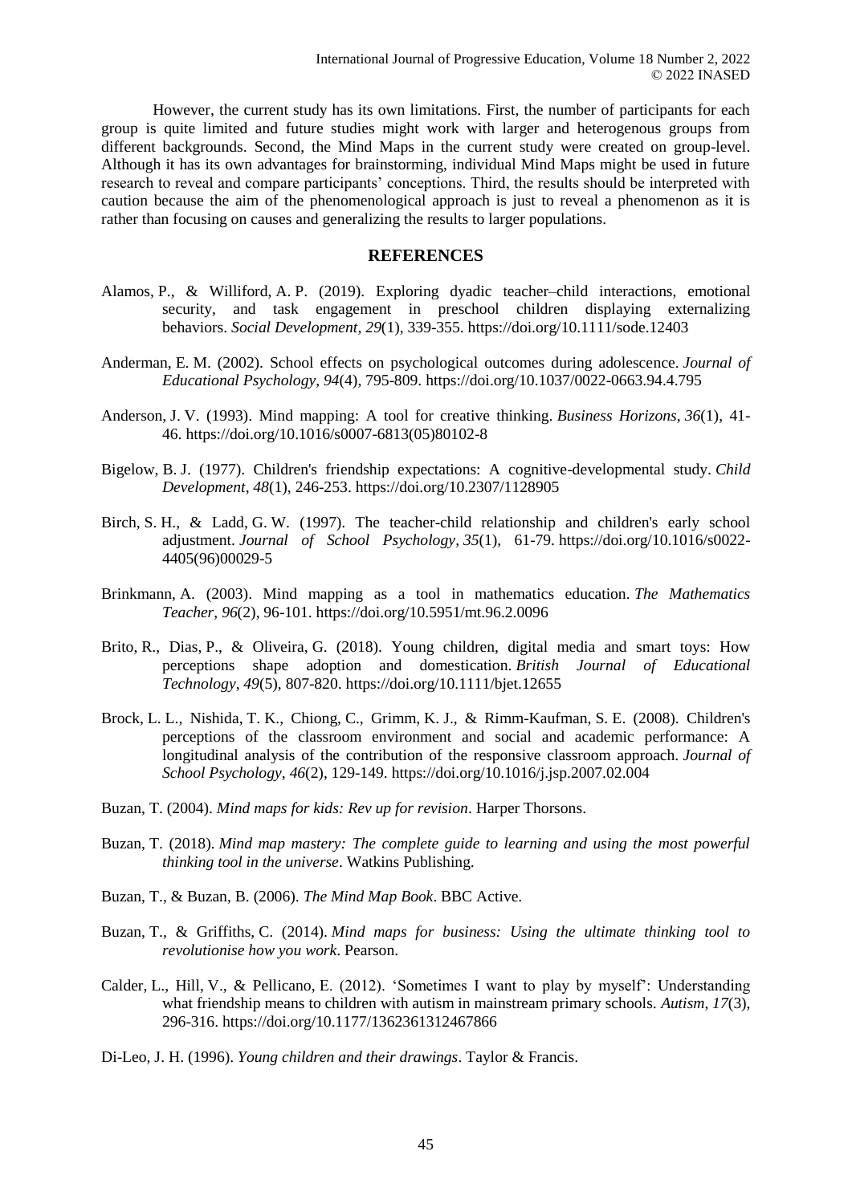However, the current study has its own limitations. First, the number of participants for each group is quite limited and future studies might work with larger and heterogenous groups from different backgrounds. Second, the Mind Maps in the current study were created on group-level. Although it has its own advantages for brainstorming, individual Mind Maps might be used in future research to reveal and compare participants' conceptions. Third, the results should be interpreted with caution because the aim of the phenomenological approach is just to reveal a phenomenon as it is rather than focusing on causes and generalizing the results to larger populations.

## REFERENCES

Alamos, P., & Williford, A. P. (2019). Exploring dyadic teacher–child interactions, emotional security, and task engagement in preschool children displaying externalizing behaviors. *Social Development*, *29*(1), 339-355. https://doi.org/10.1111/sode.12403

Anderman, E. M. (2002). School effects on psychological outcomes during adolescence. *Journal of Educational Psychology*, *94*(4), 795-809. https://doi.org/10.1037/0022-0663.94.4.795

Anderson, J. V. (1993). Mind mapping: A tool for creative thinking. *Business Horizons*, *36*(1), 41-46. https://doi.org/10.1016/s0007-6813(05)80102-8

Bigelow, B. J. (1977). Children's friendship expectations: A cognitive-developmental study. *Child Development*, *48*(1), 246-253. https://doi.org/10.2307/1128905

Birch, S. H., & Ladd, G. W. (1997). The teacher-child relationship and children's early school adjustment. *Journal of School Psychology*, *35*(1), 61-79. https://doi.org/10.1016/s0022-4405(96)00029-5

Brinkmann, A. (2003). Mind mapping as a tool in mathematics education. *The Mathematics Teacher*, *96*(2), 96-101. https://doi.org/10.5951/mt.96.2.0096

Brito, R., Dias, P., & Oliveira, G. (2018). Young children, digital media and smart toys: How perceptions shape adoption and domestication. *British Journal of Educational Technology*, *49*(5), 807-820. https://doi.org/10.1111/bjet.12655

Brock, L. L., Nishida, T. K., Chiong, C., Grimm, K. J., & Rimm-Kaufman, S. E. (2008). Children's perceptions of the classroom environment and social and academic performance: A longitudinal analysis of the contribution of the responsive classroom approach. *Journal of School Psychology*, *46*(2), 129-149. https://doi.org/10.1016/j.jsp.2007.02.004

Buzan, T. (2004). *Mind maps for kids: Rev up for revision*. Harper Thorsons.

Buzan, T. (2018). *Mind map mastery: The complete guide to learning and using the most powerful thinking tool in the universe*. Watkins Publishing.

Buzan, T., & Buzan, B. (2006). *The Mind Map Book*. BBC Active.

Buzan, T., & Griffiths, C. (2014). *Mind maps for business: Using the ultimate thinking tool to revolutionise how you work*. Pearson.

Calder, L., Hill, V., & Pellicano, E. (2012). 'Sometimes I want to play by myself': Understanding what friendship means to children with autism in mainstream primary schools. *Autism*, *17*(3), 296-316. https://doi.org/10.1177/1362361312467866

Di-Leo, J. H. (1996). *Young children and their drawings*. Taylor & Francis.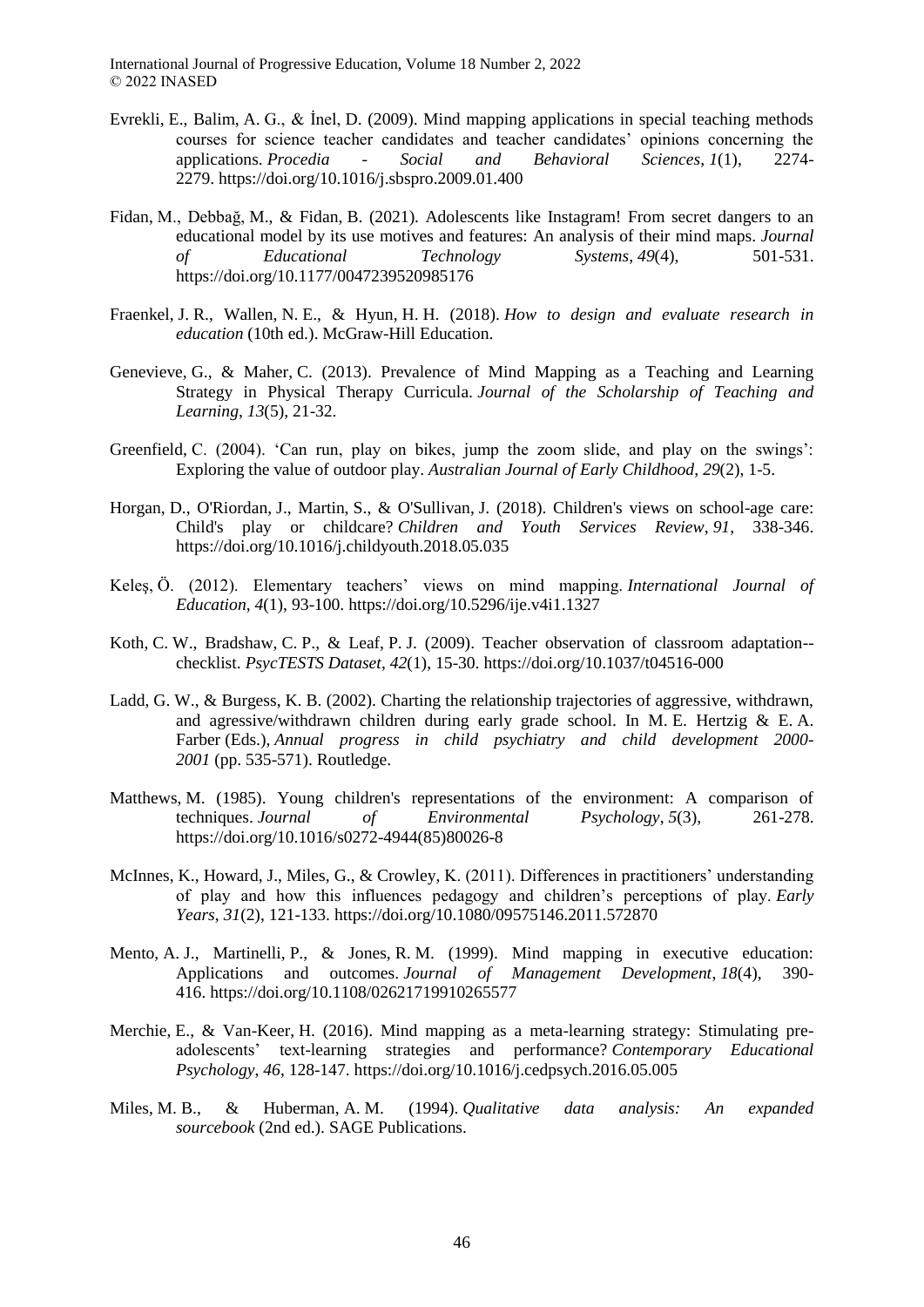Evrekli, E., Balim, A. G., & İnel, D. (2009). Mind mapping applications in special teaching methods courses for science teacher candidates and teacher candidates' opinions concerning the applications. *Procedia - Social and Behavioral Sciences*, *1*(1), 2274-2279. https://doi.org/10.1016/j.sbspro.2009.01.400

Fidan, M., Debbağ, M., & Fidan, B. (2021). Adolescents like Instagram! From secret dangers to an educational model by its use motives and features: An analysis of their mind maps. *Journal of Educational Technology Systems*, *49*(4), 501-531. https://doi.org/10.1177/0047239520985176

Fraenkel, J. R., Wallen, N. E., & Hyun, H. H. (2018). *How to design and evaluate research in education* (10th ed.). McGraw-Hill Education.

Genevieve, G., & Maher, C. (2013). Prevalence of Mind Mapping as a Teaching and Learning Strategy in Physical Therapy Curricula. *Journal of the Scholarship of Teaching and Learning*, *13*(5), 21-32.

Greenfield, C. (2004). 'Can run, play on bikes, jump the zoom slide, and play on the swings': Exploring the value of outdoor play. *Australian Journal of Early Childhood*, *29*(2), 1-5.

Horgan, D., O'Riordan, J., Martin, S., & O'Sullivan, J. (2018). Children's views on school-age care: Child's play or childcare? *Children and Youth Services Review*, *91*, 338-346. https://doi.org/10.1016/j.childyouth.2018.05.035

Keleş, Ö. (2012). Elementary teachers' views on mind mapping. *International Journal of Education*, *4*(1), 93-100. https://doi.org/10.5296/ije.v4i1.1327

Koth, C. W., Bradshaw, C. P., & Leaf, P. J. (2009). Teacher observation of classroom adaptation--checklist. *PsycTESTS Dataset*, *42*(1), 15-30. https://doi.org/10.1037/t04516-000

Ladd, G. W., & Burgess, K. B. (2002). Charting the relationship trajectories of aggressive, withdrawn, and agressive/withdrawn children during early grade school. In M. E. Hertzig & E. A. Farber (Eds.), *Annual progress in child psychiatry and child development 2000-2001* (pp. 535-571). Routledge.

Matthews, M. (1985). Young children's representations of the environment: A comparison of techniques. *Journal of Environmental Psychology*, *5*(3), 261-278. https://doi.org/10.1016/s0272-4944(85)80026-8

McInnes, K., Howard, J., Miles, G., & Crowley, K. (2011). Differences in practitioners' understanding of play and how this influences pedagogy and children's perceptions of play. *Early Years*, *31*(2), 121-133. https://doi.org/10.1080/09575146.2011.572870

Mento, A. J., Martinelli, P., & Jones, R. M. (1999). Mind mapping in executive education: Applications and outcomes. *Journal of Management Development*, *18*(4), 390-416. https://doi.org/10.1108/02621719910265577

Merchie, E., & Van-Keer, H. (2016). Mind mapping as a meta-learning strategy: Stimulating pre-adolescents' text-learning strategies and performance? *Contemporary Educational Psychology*, *46*, 128-147. https://doi.org/10.1016/j.cedpsych.2016.05.005

Miles, M. B., & Huberman, A. M. (1994). *Qualitative data analysis: An expanded sourcebook* (2nd ed.). SAGE Publications.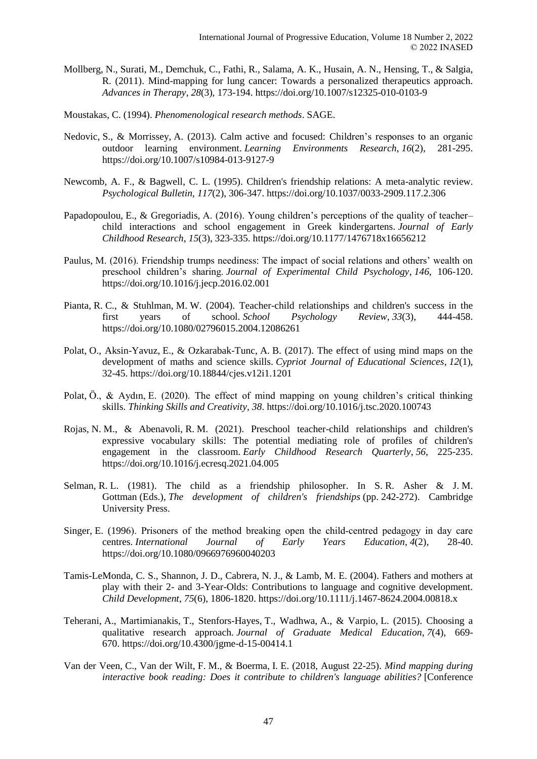Mollberg, N., Surati, M., Demchuk, C., Fathi, R., Salama, A. K., Husain, A. N., Hensing, T., & Salgia, R. (2011). Mind-mapping for lung cancer: Towards a personalized therapeutics approach. *Advances in Therapy*, *28*(3), 173-194. https://doi.org/10.1007/s12325-010-0103-9

Moustakas, C. (1994). *Phenomenological research methods*. SAGE.

Nedovic, S., & Morrissey, A. (2013). Calm active and focused: Children's responses to an organic outdoor learning environment. *Learning Environments Research*, *16*(2), 281-295. https://doi.org/10.1007/s10984-013-9127-9

Newcomb, A. F., & Bagwell, C. L. (1995). Children's friendship relations: A meta-analytic review. *Psychological Bulletin*, *117*(2), 306-347. https://doi.org/10.1037/0033-2909.117.2.306

Papadopoulou, E., & Gregoriadis, A. (2016). Young children's perceptions of the quality of teacher–child interactions and school engagement in Greek kindergartens. *Journal of Early Childhood Research*, *15*(3), 323-335. https://doi.org/10.1177/1476718x16656212

Paulus, M. (2016). Friendship trumps neediness: The impact of social relations and others' wealth on preschool children's sharing. *Journal of Experimental Child Psychology*, *146*, 106-120. https://doi.org/10.1016/j.jecp.2016.02.001

Pianta, R. C., & Stuhlman, M. W. (2004). Teacher-child relationships and children's success in the first years of school. *School Psychology Review*, *33*(3), 444-458. https://doi.org/10.1080/02796015.2004.12086261

Polat, O., Aksin-Yavuz, E., & Ozkarabak-Tunc, A. B. (2017). The effect of using mind maps on the development of maths and science skills. *Cypriot Journal of Educational Sciences*, *12*(1), 32-45. https://doi.org/10.18844/cjes.v12i1.1201

Polat, Ö., & Aydın, E. (2020). The effect of mind mapping on young children's critical thinking skills. *Thinking Skills and Creativity*, *38*. https://doi.org/10.1016/j.tsc.2020.100743

Rojas, N. M., & Abenavoli, R. M. (2021). Preschool teacher-child relationships and children's expressive vocabulary skills: The potential mediating role of profiles of children's engagement in the classroom. *Early Childhood Research Quarterly*, *56*, 225-235. https://doi.org/10.1016/j.ecresq.2021.04.005

Selman, R. L. (1981). The child as a friendship philosopher. In S. R. Asher & J. M. Gottman (Eds.), *The development of children's friendships* (pp. 242-272). Cambridge University Press.

Singer, E. (1996). Prisoners of the method breaking open the child-centred pedagogy in day care centres. *International Journal of Early Years Education*, *4*(2), 28-40. https://doi.org/10.1080/0966976960040203

Tamis-LeMonda, C. S., Shannon, J. D., Cabrera, N. J., & Lamb, M. E. (2004). Fathers and mothers at play with their 2- and 3-Year-Olds: Contributions to language and cognitive development. *Child Development*, *75*(6), 1806-1820. https://doi.org/10.1111/j.1467-8624.2004.00818.x

Teherani, A., Martimianakis, T., Stenfors-Hayes, T., Wadhwa, A., & Varpio, L. (2015). Choosing a qualitative research approach. *Journal of Graduate Medical Education*, *7*(4), 669-670. https://doi.org/10.4300/jgme-d-15-00414.1

Van der Veen, C., Van der Wilt, F. M., & Boerma, I. E. (2018, August 22-25). *Mind mapping during interactive book reading: Does it contribute to children's language abilities?* [Conference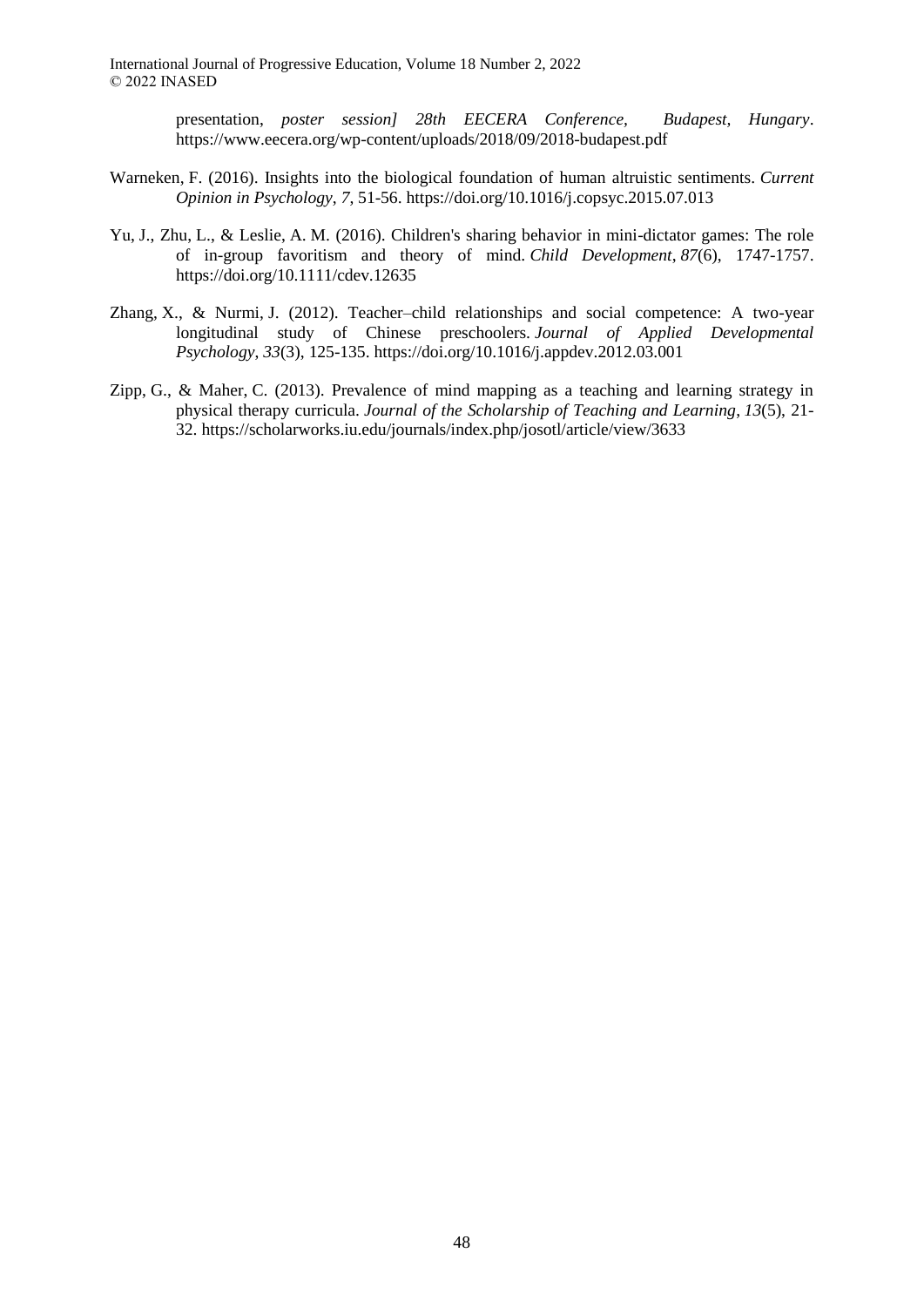presentation, *poster session] 28th EECERA Conference, Budapest, Hungary*. https://www.eecera.org/wp-content/uploads/2018/09/2018-budapest.pdf

Warneken, F. (2016). Insights into the biological foundation of human altruistic sentiments. *Current Opinion in Psychology*, *7*, 51-56. https://doi.org/10.1016/j.copsyc.2015.07.013

Yu, J., Zhu, L., & Leslie, A. M. (2016). Children's sharing behavior in mini-dictator games: The role of in-group favoritism and theory of mind. *Child Development*, *87*(6), 1747-1757. https://doi.org/10.1111/cdev.12635

Zhang, X., & Nurmi, J. (2012). Teacher–child relationships and social competence: A two-year longitudinal study of Chinese preschoolers. *Journal of Applied Developmental Psychology*, *33*(3), 125-135. https://doi.org/10.1016/j.appdev.2012.03.001

Zipp, G., & Maher, C. (2013). Prevalence of mind mapping as a teaching and learning strategy in physical therapy curricula. *Journal of the Scholarship of Teaching and Learning*, *13*(5), 21-32. https://scholarworks.iu.edu/journals/index.php/josotl/article/view/3633